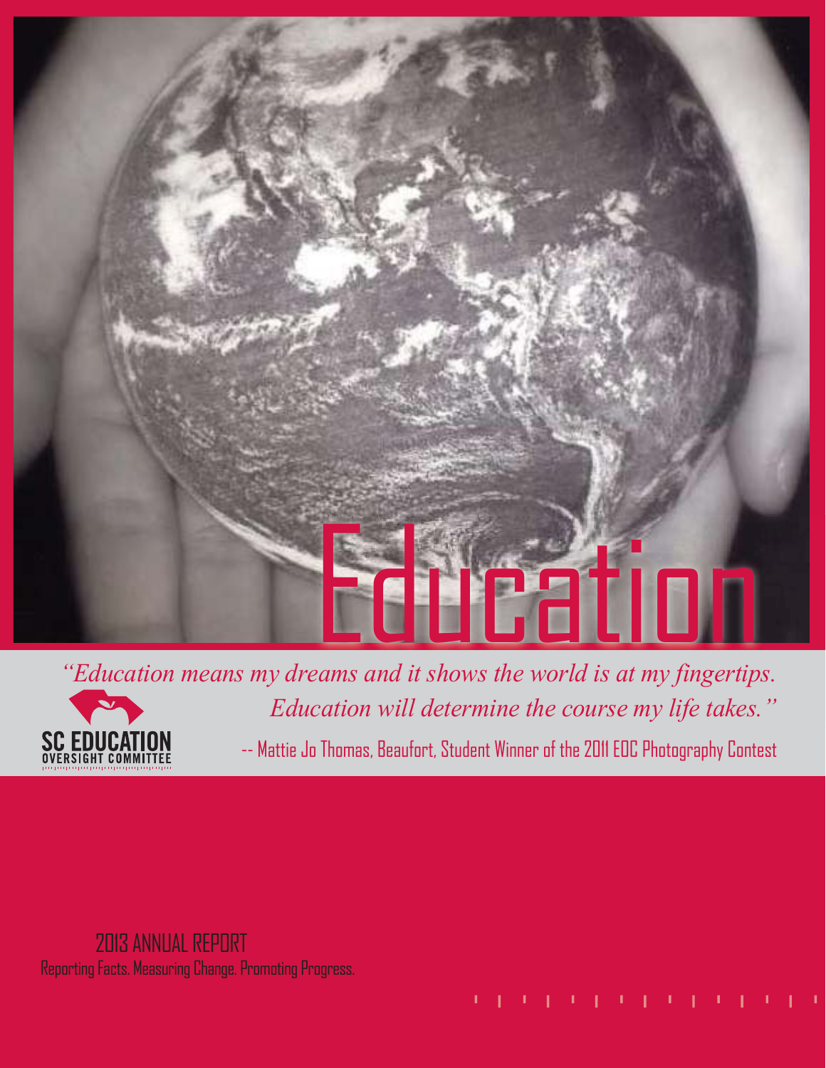# Education

*"Education means my dreams and it shows the world is at my fingertips. Education will determine the course my life takes."*

-- Mattie Jo Thomas, Beaufort, Student Winner of the 2011 EOC Photography Contest

SC EDUCATION OVERSIGHT COMMITTEE

## 2013 ANNUAL REPORT

Reporting Facts. Measuring Change. Promoting Progress.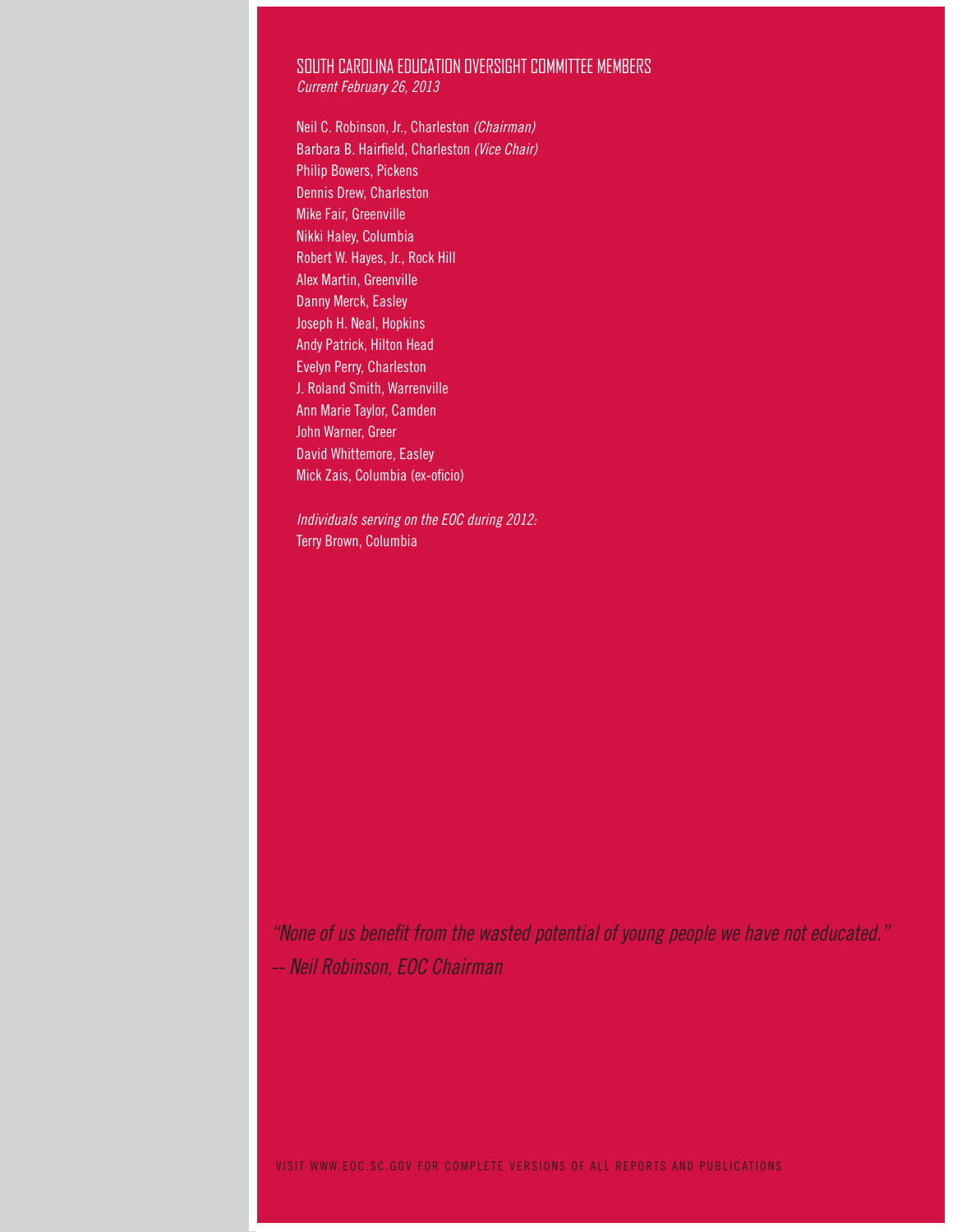## SOUTH CAROLINA EDUCATION OVERSIGHT COMMITTEE MEMBERS

*Current February 26, 2013*

Neil C. Robinson, Jr., Charleston *(Chairman)*
Barbara B. Hairfield, Charleston *(Vice Chair)*
Philip Bowers, Pickens
Dennis Drew, Charleston
Mike Fair, Greenville
Nikki Haley, Columbia
Robert W. Hayes, Jr., Rock Hill
Alex Martin, Greenville
Danny Merck, Easley
Joseph H. Neal, Hopkins
Andy Patrick, Hilton Head
Evelyn Perry, Charleston
J. Roland Smith, Warrenville
Ann Marie Taylor, Camden
John Warner, Greer
David Whittemore, Easley
Mick Zais, Columbia (ex-oficio)

*Individuals serving on the EOC during 2012:*
Terry Brown, Columbia

*"None of us benefit from the wasted potential of young people we have not educated."*
*-- Neil Robinson, EOC Chairman*

VISIT WWW.EOC.SC.GOV FOR COMPLETE VERSIONS OF ALL REPORTS AND PUBLICATIONS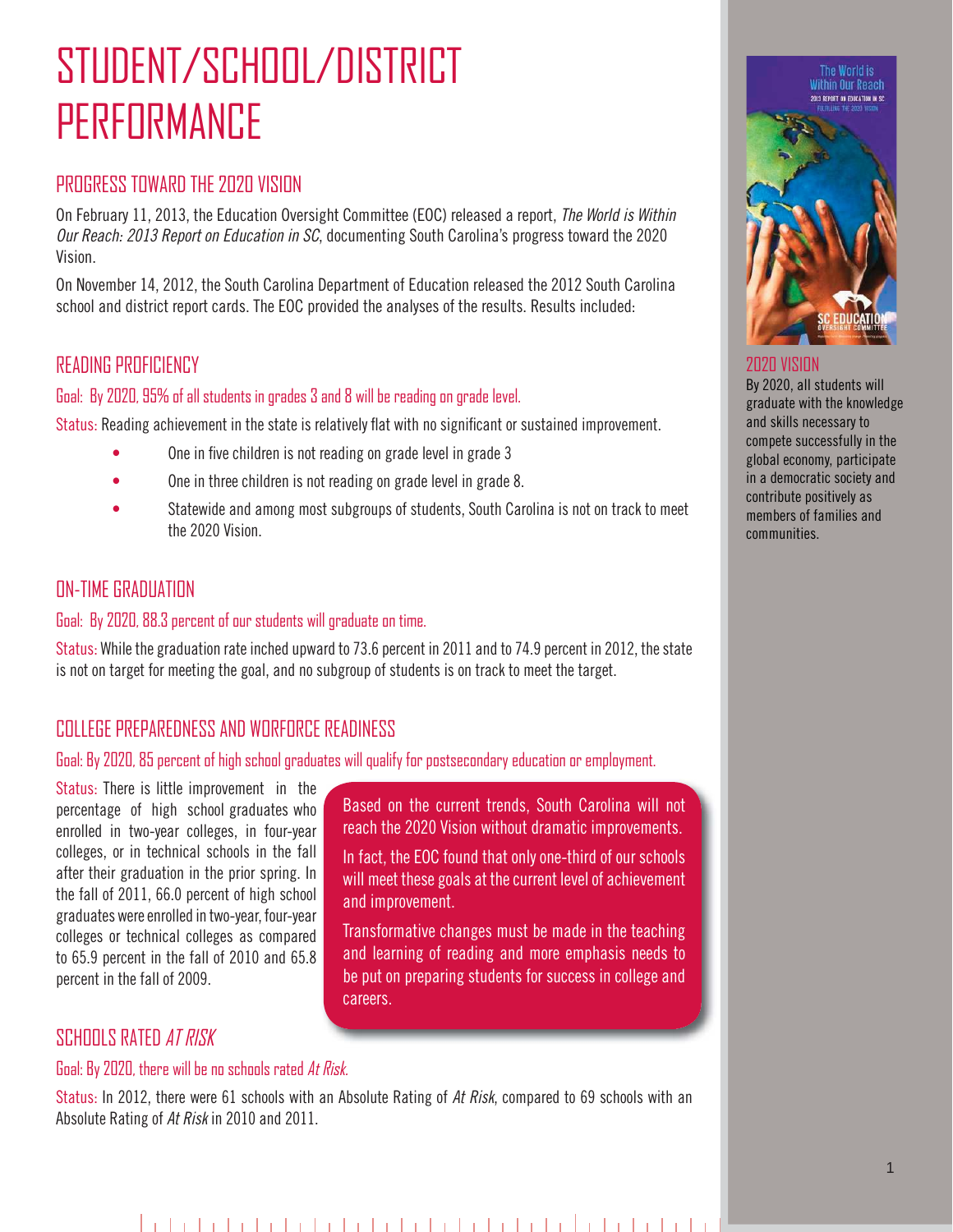# STUDENT/SCHOOL/DISTRICT PERFORMANCE

## PROGRESS TOWARD THE 2020 VISION

On February 11, 2013, the Education Oversight Committee (EOC) released a report, *The World is Within Our Reach: 2013 Report on Education in SC*, documenting South Carolina's progress toward the 2020 Vision.

On November 14, 2012, the South Carolina Department of Education released the 2012 South Carolina school and district report cards. The EOC provided the analyses of the results. Results included:

## READING PROFICIENCY

Goal: By 2020, 95% of all students in grades 3 and 8 will be reading on grade level.

Status: Reading achievement in the state is relatively flat with no significant or sustained improvement.

- One in five children is not reading on grade level in grade 3
- One in three children is not reading on grade level in grade 8.
- Statewide and among most subgroups of students, South Carolina is not on track to meet the 2020 Vision.

## ON-TIME GRADUATION

Goal: By 2020, 88.3 percent of our students will graduate on time.

Status: While the graduation rate inched upward to 73.6 percent in 2011 and to 74.9 percent in 2012, the state is not on target for meeting the goal, and no subgroup of students is on track to meet the target.

## COLLEGE PREPAREDNESS AND WORFORCE READINESS

Goal: By 2020, 85 percent of high school graduates will qualify for postsecondary education or employment.

Status: There is little improvement in the percentage of high school graduates who enrolled in two-year colleges, in four-year colleges, or in technical schools in the fall after their graduation in the prior spring. In the fall of 2011, 66.0 percent of high school graduates were enrolled in two-year, four-year colleges or technical colleges as compared to 65.9 percent in the fall of 2010 and 65.8 percent in the fall of 2009.

Based on the current trends, South Carolina will not reach the 2020 Vision without dramatic improvements.

In fact, the EOC found that only one-third of our schools will meet these goals at the current level of achievement and improvement.

Transformative changes must be made in the teaching and learning of reading and more emphasis needs to be put on preparing students for success in college and careers.

## SCHOOLS RATED *AT RISK*

Goal: By 2020, there will be no schools rated *At Risk*.

Status: In 2012, there were 61 schools with an Absolute Rating of *At Risk*, compared to 69 schools with an Absolute Rating of *At Risk* in 2010 and 2011.

## 2020 VISION

By 2020, all students will graduate with the knowledge and skills necessary to compete successfully in the global economy, participate in a democratic society and contribute positively as members of families and communities.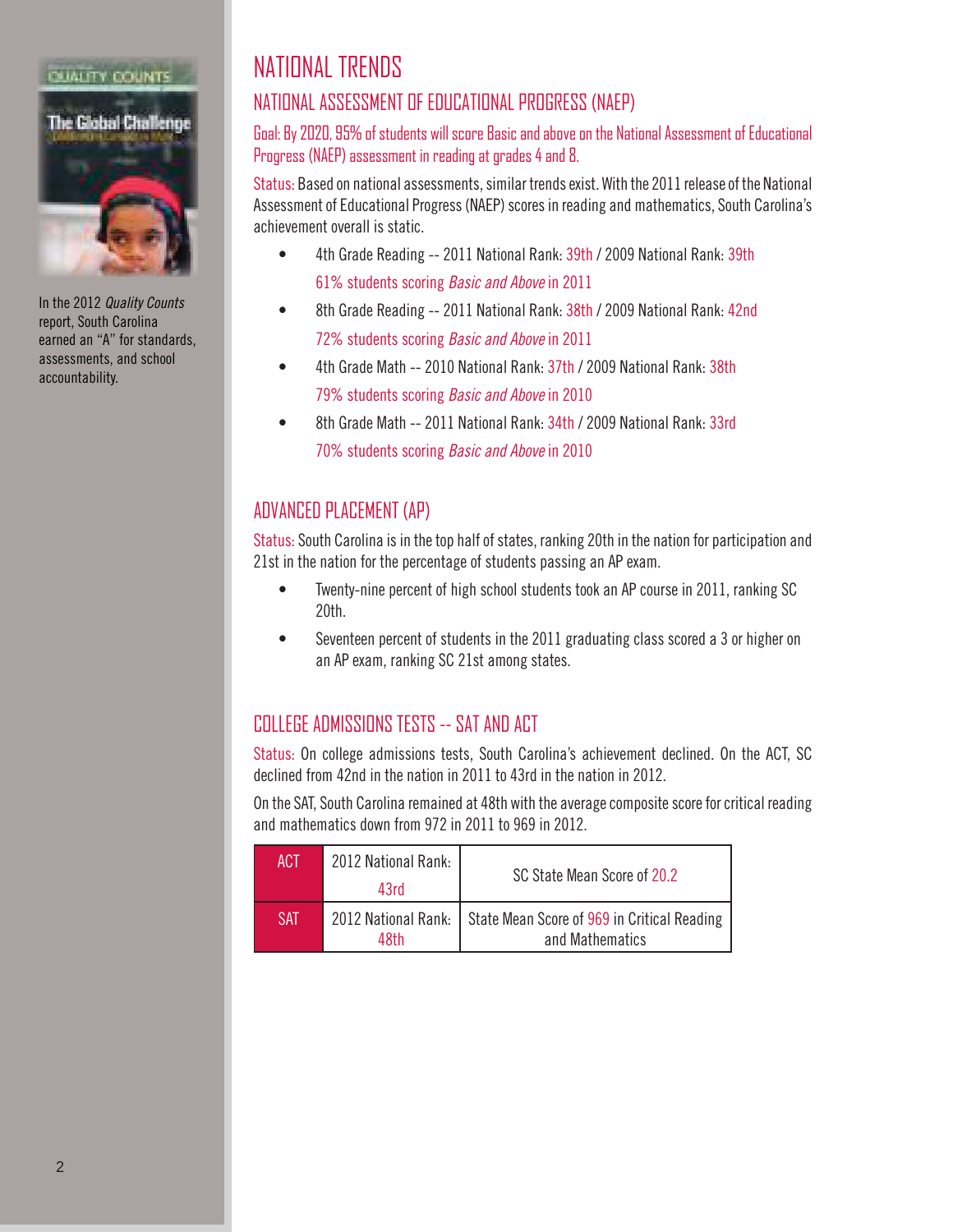In the 2012 *Quality Counts* report, South Carolina earned an "A" for standards, assessments, and school accountability.

# NATIONAL TRENDS

## NATIONAL ASSESSMENT OF EDUCATIONAL PROGRESS (NAEP)

Goal: By 2020, 95% of students will score Basic and above on the National Assessment of Educational Progress (NAEP) assessment in reading at grades 4 and 8.

Status: Based on national assessments, similar trends exist. With the 2011 release of the National Assessment of Educational Progress (NAEP) scores in reading and mathematics, South Carolina's achievement overall is static.

- 4th Grade Reading -- 2011 National Rank: 39th / 2009 National Rank: 39th
  61% students scoring *Basic and Above* in 2011
- 8th Grade Reading -- 2011 National Rank: 38th / 2009 National Rank: 42nd
  72% students scoring *Basic and Above* in 2011
- 4th Grade Math -- 2010 National Rank: 37th / 2009 National Rank: 38th
  79% students scoring *Basic and Above* in 2010
- 8th Grade Math -- 2011 National Rank: 34th / 2009 National Rank: 33rd
  70% students scoring *Basic and Above* in 2010

## ADVANCED PLACEMENT (AP)

Status: South Carolina is in the top half of states, ranking 20th in the nation for participation and 21st in the nation for the percentage of students passing an AP exam.

- Twenty-nine percent of high school students took an AP course in 2011, ranking SC 20th.
- Seventeen percent of students in the 2011 graduating class scored a 3 or higher on an AP exam, ranking SC 21st among states.

## COLLEGE ADMISSIONS TESTS -- SAT AND ACT

Status: On college admissions tests, South Carolina's achievement declined. On the ACT, SC declined from 42nd in the nation in 2011 to 43rd in the nation in 2012.

On the SAT, South Carolina remained at 48th with the average composite score for critical reading and mathematics down from 972 in 2011 to 969 in 2012.

| | | |
|---|---|---|
| ACT | 2012 National Rank: 43rd | SC State Mean Score of 20.2 |
| SAT | 2012 National Rank: 48th | State Mean Score of 969 in Critical Reading and Mathematics |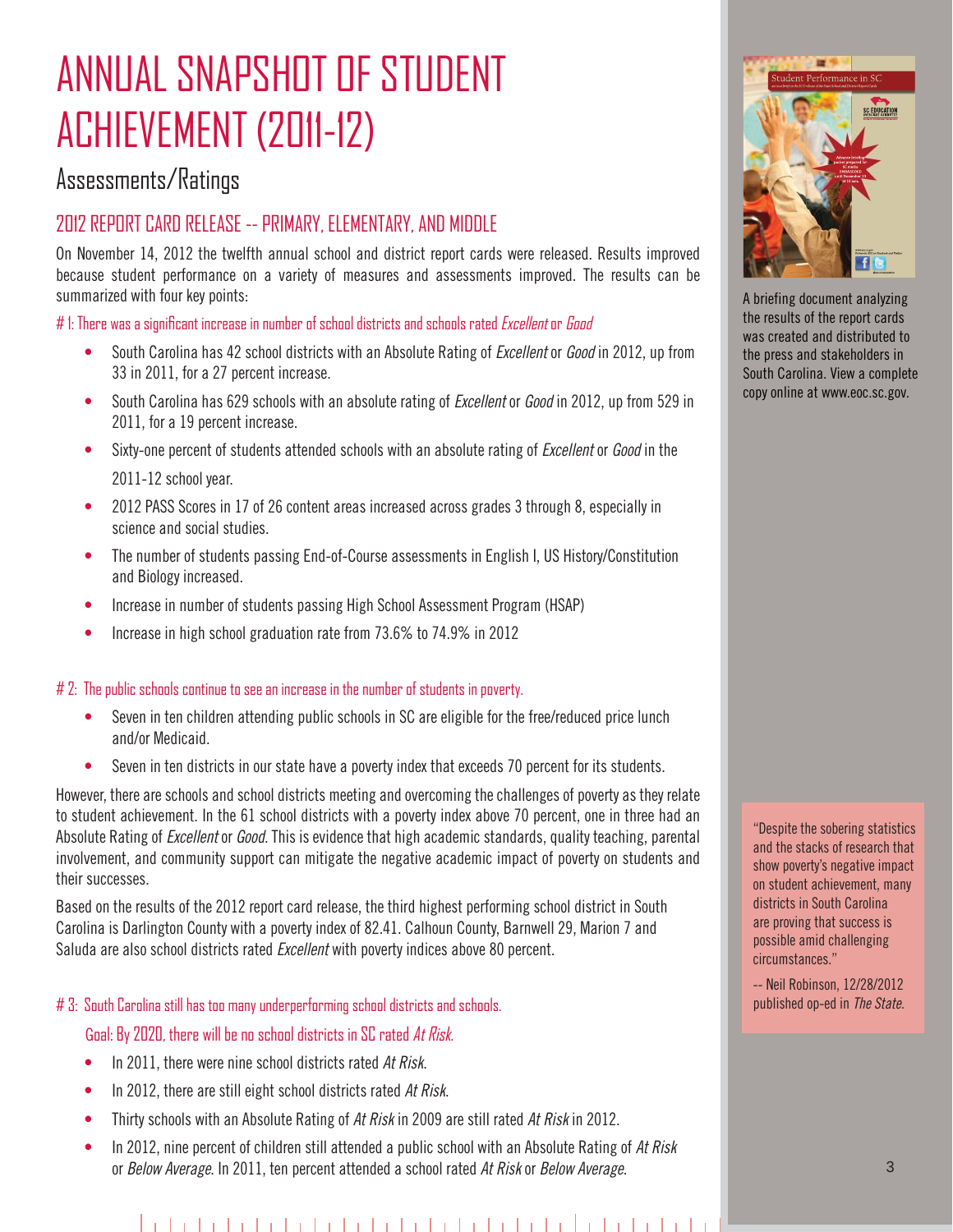# ANNUAL SNAPSHOT OF STUDENT ACHIEVEMENT (2011-12)

## Assessments/Ratings

### 2012 REPORT CARD RELEASE -- PRIMARY, ELEMENTARY, AND MIDDLE

On November 14, 2012 the twelfth annual school and district report cards were released. Results improved because student performance on a variety of measures and assessments improved. The results can be summarized with four key points:

# 1: There was a significant increase in number of school districts and schools rated *Excellent* or *Good*

- South Carolina has 42 school districts with an Absolute Rating of *Excellent* or *Good* in 2012, up from 33 in 2011, for a 27 percent increase.
- South Carolina has 629 schools with an absolute rating of *Excellent* or *Good* in 2012, up from 529 in 2011, for a 19 percent increase.
- Sixty-one percent of students attended schools with an absolute rating of *Excellent* or *Good* in the 2011-12 school year.
- 2012 PASS Scores in 17 of 26 content areas increased across grades 3 through 8, especially in science and social studies.
- The number of students passing End-of-Course assessments in English I, US History/Constitution and Biology increased.
- Increase in number of students passing High School Assessment Program (HSAP)
- Increase in high school graduation rate from 73.6% to 74.9% in 2012

# 2: The public schools continue to see an increase in the number of students in poverty.

- Seven in ten children attending public schools in SC are eligible for the free/reduced price lunch and/or Medicaid.
- Seven in ten districts in our state have a poverty index that exceeds 70 percent for its students.

However, there are schools and school districts meeting and overcoming the challenges of poverty as they relate to student achievement. In the 61 school districts with a poverty index above 70 percent, one in three had an Absolute Rating of *Excellent* or *Good*. This is evidence that high academic standards, quality teaching, parental involvement, and community support can mitigate the negative academic impact of poverty on students and their successes.

Based on the results of the 2012 report card release, the third highest performing school district in South Carolina is Darlington County with a poverty index of 82.41. Calhoun County, Barnwell 29, Marion 7 and Saluda are also school districts rated *Excellent* with poverty indices above 80 percent.

# 3: South Carolina still has too many underperforming school districts and schools.

Goal: By 2020, there will be no school districts in SC rated *At Risk*.

- In 2011, there were nine school districts rated *At Risk*.
- In 2012, there are still eight school districts rated *At Risk*.
- Thirty schools with an Absolute Rating of *At Risk* in 2009 are still rated *At Risk* in 2012.
- In 2012, nine percent of children still attended a public school with an Absolute Rating of *At Risk* or *Below Average*. In 2011, ten percent attended a school rated *At Risk* or *Below Average*.

A briefing document analyzing the results of the report cards was created and distributed to the press and stakeholders in South Carolina. View a complete copy online at www.eoc.sc.gov.

"Despite the sobering statistics and the stacks of research that show poverty's negative impact on student achievement, many districts in South Carolina are proving that success is possible amid challenging circumstances."

-- Neil Robinson, 12/28/2012 published op-ed in *The State*.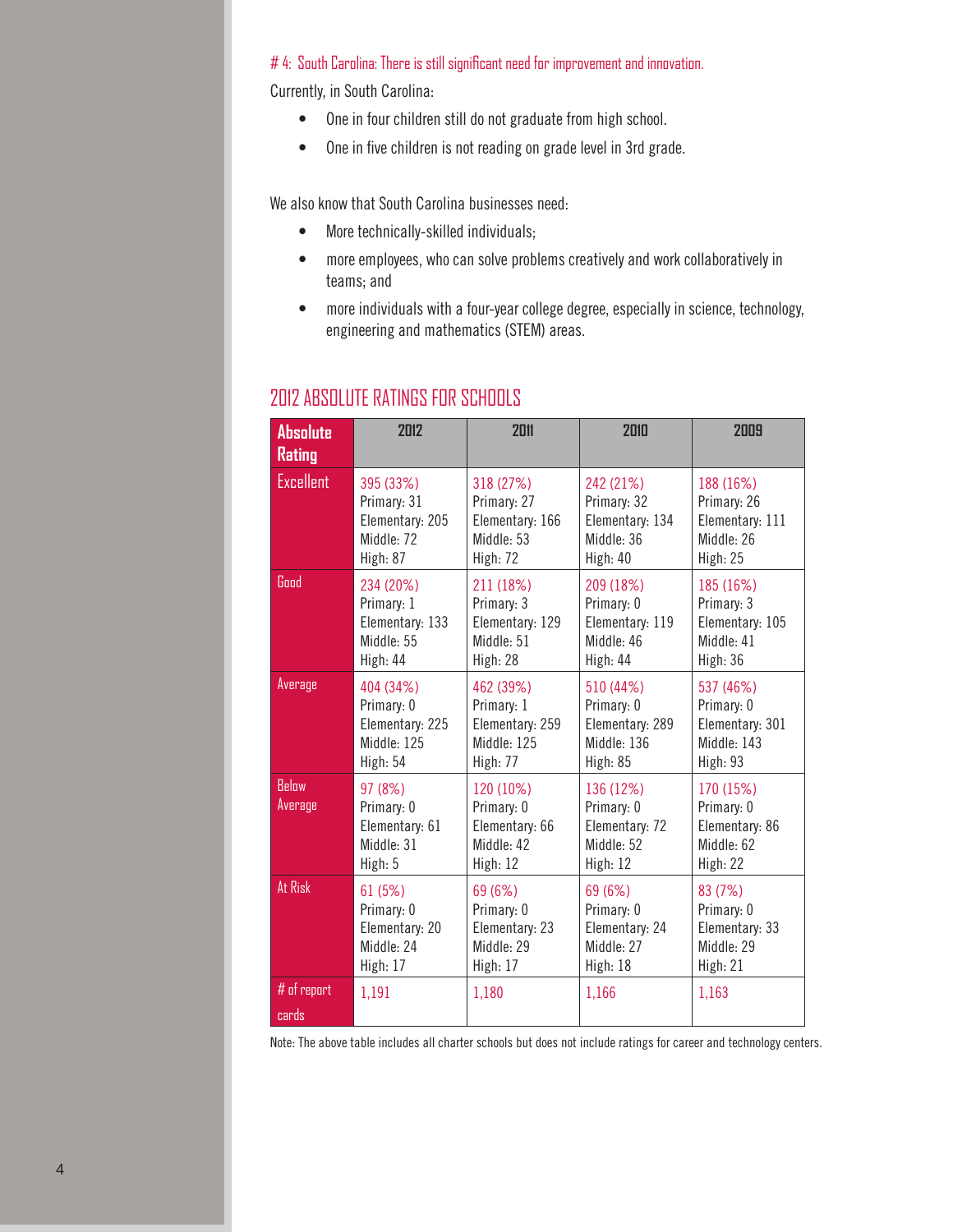# 4: South Carolina: There is still significant need for improvement and innovation.

Currently, in South Carolina:

- One in four children still do not graduate from high school.
- One in five children is not reading on grade level in 3rd grade.

We also know that South Carolina businesses need:

- More technically-skilled individuals;
- more employees, who can solve problems creatively and work collaboratively in teams; and
- more individuals with a four-year college degree, especially in science, technology, engineering and mathematics (STEM) areas.

## 2012 ABSOLUTE RATINGS FOR SCHOOLS

| Absolute Rating | 2012 | 2011 | 2010 | 2009 |
|---|---|---|---|---|
| Excellent | 395 (33%)<br>Primary: 31<br>Elementary: 205<br>Middle: 72<br>High: 87 | 318 (27%)<br>Primary: 27<br>Elementary: 166<br>Middle: 53<br>High: 72 | 242 (21%)<br>Primary: 32<br>Elementary: 134<br>Middle: 36<br>High: 40 | 188 (16%)<br>Primary: 26<br>Elementary: 111<br>Middle: 26<br>High: 25 |
| Good | 234 (20%)<br>Primary: 1<br>Elementary: 133<br>Middle: 55<br>High: 44 | 211 (18%)<br>Primary: 3<br>Elementary: 129<br>Middle: 51<br>High: 28 | 209 (18%)<br>Primary: 0<br>Elementary: 119<br>Middle: 46<br>High: 44 | 185 (16%)<br>Primary: 3<br>Elementary: 105<br>Middle: 41<br>High: 36 |
| Average | 404 (34%)<br>Primary: 0<br>Elementary: 225<br>Middle: 125<br>High: 54 | 462 (39%)<br>Primary: 1<br>Elementary: 259<br>Middle: 125<br>High: 77 | 510 (44%)<br>Primary: 0<br>Elementary: 289<br>Middle: 136<br>High: 85 | 537 (46%)<br>Primary: 0<br>Elementary: 301<br>Middle: 143<br>High: 93 |
| Below Average | 97 (8%)<br>Primary: 0<br>Elementary: 61<br>Middle: 31<br>High: 5 | 120 (10%)<br>Primary: 0<br>Elementary: 66<br>Middle: 42<br>High: 12 | 136 (12%)<br>Primary: 0<br>Elementary: 72<br>Middle: 52<br>High: 12 | 170 (15%)<br>Primary: 0<br>Elementary: 86<br>Middle: 62<br>High: 22 |
| At Risk | 61 (5%)<br>Primary: 0<br>Elementary: 20<br>Middle: 24<br>High: 17 | 69 (6%)<br>Primary: 0<br>Elementary: 23<br>Middle: 29<br>High: 17 | 69 (6%)<br>Primary: 0<br>Elementary: 24<br>Middle: 27<br>High: 18 | 83 (7%)<br>Primary: 0<br>Elementary: 33<br>Middle: 29<br>High: 21 |
| # of report cards | 1,191 | 1,180 | 1,166 | 1,163 |

Note: The above table includes all charter schools but does not include ratings for career and technology centers.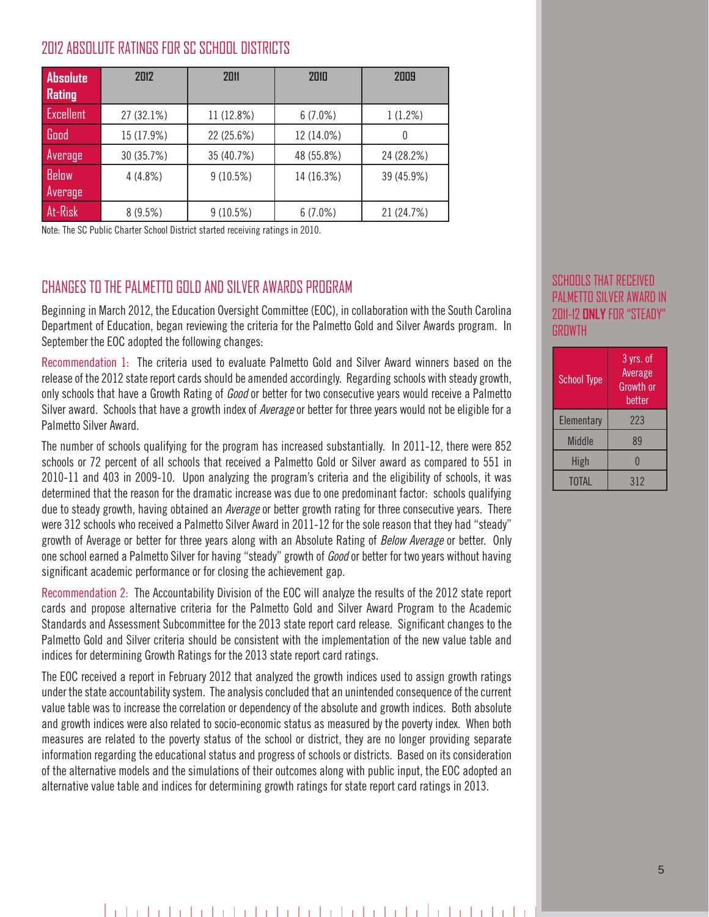## 2012 ABSOLUTE RATINGS FOR SC SCHOOL DISTRICTS

| Absolute Rating | 2012 | 2011 | 2010 | 2009 |
|---|---|---|---|---|
| Excellent | 27 (32.1%) | 11 (12.8%) | 6 (7.0%) | 1 (1.2%) |
| Good | 15 (17.9%) | 22 (25.6%) | 12 (14.0%) | 0 |
| Average | 30 (35.7%) | 35 (40.7%) | 48 (55.8%) | 24 (28.2%) |
| Below Average | 4 (4.8%) | 9 (10.5%) | 14 (16.3%) | 39 (45.9%) |
| At-Risk | 8 (9.5%) | 9 (10.5%) | 6 (7.0%) | 21 (24.7%) |

Note: The SC Public Charter School District started receiving ratings in 2010.

## CHANGES TO THE PALMETTO GOLD AND SILVER AWARDS PROGRAM

Beginning in March 2012, the Education Oversight Committee (EOC), in collaboration with the South Carolina Department of Education, began reviewing the criteria for the Palmetto Gold and Silver Awards program. In September the EOC adopted the following changes:

Recommendation 1: The criteria used to evaluate Palmetto Gold and Silver Award winners based on the release of the 2012 state report cards should be amended accordingly. Regarding schools with steady growth, only schools that have a Growth Rating of *Good* or better for two consecutive years would receive a Palmetto Silver award. Schools that have a growth index of *Average* or better for three years would not be eligible for a Palmetto Silver Award.

The number of schools qualifying for the program has increased substantially. In 2011-12, there were 852 schools or 72 percent of all schools that received a Palmetto Gold or Silver award as compared to 551 in 2010-11 and 403 in 2009-10. Upon analyzing the program's criteria and the eligibility of schools, it was determined that the reason for the dramatic increase was due to one predominant factor: schools qualifying due to steady growth, having obtained an *Average* or better growth rating for three consecutive years. There were 312 schools who received a Palmetto Silver Award in 2011-12 for the sole reason that they had "steady" growth of Average or better for three years along with an Absolute Rating of *Below Average* or better. Only one school earned a Palmetto Silver for having "steady" growth of *Good* or better for two years without having significant academic performance or for closing the achievement gap.

Recommendation 2: The Accountability Division of the EOC will analyze the results of the 2012 state report cards and propose alternative criteria for the Palmetto Gold and Silver Award Program to the Academic Standards and Assessment Subcommittee for the 2013 state report card release. Significant changes to the Palmetto Gold and Silver criteria should be consistent with the implementation of the new value table and indices for determining Growth Ratings for the 2013 state report card ratings.

The EOC received a report in February 2012 that analyzed the growth indices used to assign growth ratings under the state accountability system. The analysis concluded that an unintended consequence of the current value table was to increase the correlation or dependency of the absolute and growth indices. Both absolute and growth indices were also related to socio-economic status as measured by the poverty index. When both measures are related to the poverty status of the school or district, they are no longer providing separate information regarding the educational status and progress of schools or districts. Based on its consideration of the alternative models and the simulations of their outcomes along with public input, the EOC adopted an alternative value table and indices for determining growth ratings for state report card ratings in 2013.

### SCHOOLS THAT RECEIVED PALMETTO SILVER AWARD IN 2011-12 **ONLY** FOR "STEADY" GROWTH

| School Type | 3 yrs. of Average Growth or better |
|---|---|
| Elementary | 223 |
| Middle | 89 |
| High | 0 |
| TOTAL | 312 |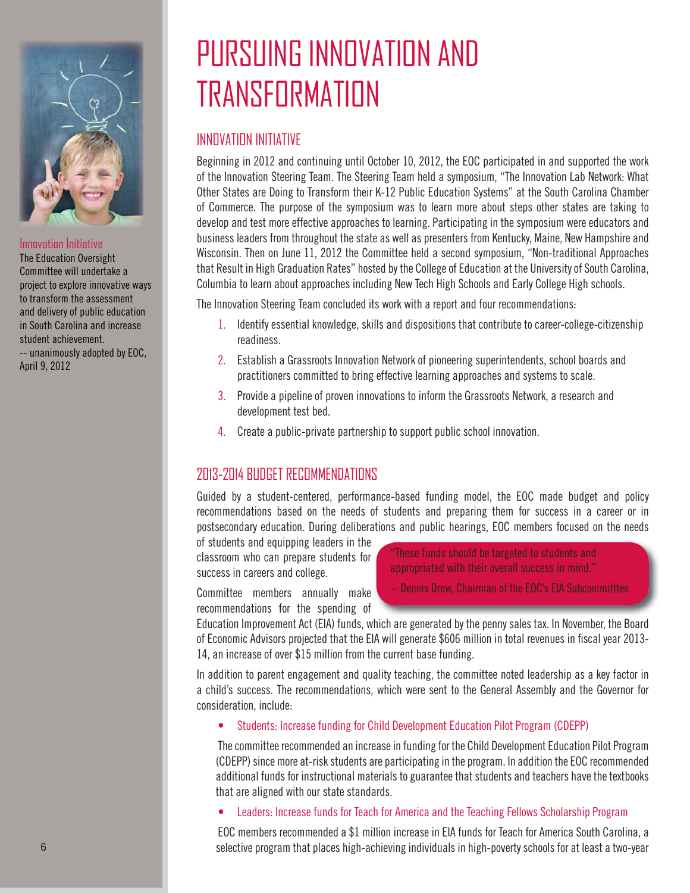# PURSUING INNOVATION AND TRANSFORMATION

Innovation Initiative

The Education Oversight Committee will undertake a project to explore innovative ways to transform the assessment and delivery of public education in South Carolina and increase student achievement.
-- unanimously adopted by EOC, April 9, 2012

## INNOVATION INITIATIVE

Beginning in 2012 and continuing until October 10, 2012, the EOC participated in and supported the work of the Innovation Steering Team. The Steering Team held a symposium, "The Innovation Lab Network: What Other States are Doing to Transform their K-12 Public Education Systems" at the South Carolina Chamber of Commerce. The purpose of the symposium was to learn more about steps other states are taking to develop and test more effective approaches to learning. Participating in the symposium were educators and business leaders from throughout the state as well as presenters from Kentucky, Maine, New Hampshire and Wisconsin. Then on June 11, 2012 the Committee held a second symposium, "Non-traditional Approaches that Result in High Graduation Rates" hosted by the College of Education at the University of South Carolina, Columbia to learn about approaches including New Tech High Schools and Early College High schools.

The Innovation Steering Team concluded its work with a report and four recommendations:

1. Identify essential knowledge, skills and dispositions that contribute to career-college-citizenship readiness.
2. Establish a Grassroots Innovation Network of pioneering superintendents, school boards and practitioners committed to bring effective learning approaches and systems to scale.
3. Provide a pipeline of proven innovations to inform the Grassroots Network, a research and development test bed.
4. Create a public-private partnership to support public school innovation.

## 2013-2014 BUDGET RECOMMENDATIONS

Guided by a student-centered, performance-based funding model, the EOC made budget and policy recommendations based on the needs of students and preparing them for success in a career or in postsecondary education. During deliberations and public hearings, EOC members focused on the needs of students and equipping leaders in the classroom who can prepare students for success in careers and college.

"These funds should be targeted to students and appropriated with their overall success in mind."
-- Dennis Drew, Chairman of the EOC's EIA Subcommitttee

Committee members annually make recommendations for the spending of Education Improvement Act (EIA) funds, which are generated by the penny sales tax. In November, the Board of Economic Advisors projected that the EIA will generate $606 million in total revenues in fiscal year 2013-14, an increase of over $15 million from the current base funding.

In addition to parent engagement and quality teaching, the committee noted leadership as a key factor in a child's success. The recommendations, which were sent to the General Assembly and the Governor for consideration, include:

- Students: Increase funding for Child Development Education Pilot Program (CDEPP)

  The committee recommended an increase in funding for the Child Development Education Pilot Program (CDEPP) since more at-risk students are participating in the program. In addition the EOC recommended additional funds for instructional materials to guarantee that students and teachers have the textbooks that are aligned with our state standards.

- Leaders: Increase funds for Teach for America and the Teaching Fellows Scholarship Program

  EOC members recommended a $1 million increase in EIA funds for Teach for America South Carolina, a selective program that places high-achieving individuals in high-poverty schools for at least a two-year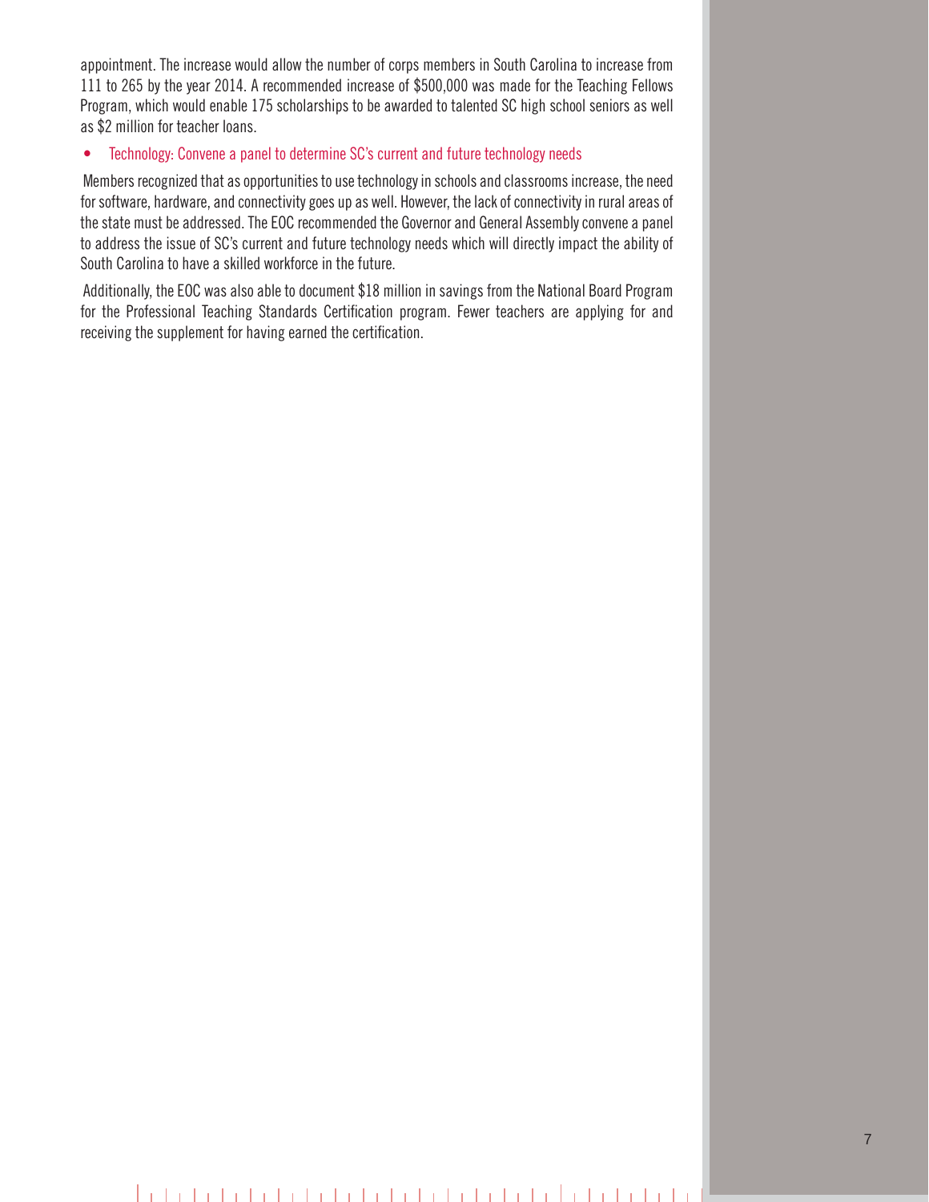appointment. The increase would allow the number of corps members in South Carolina to increase from 111 to 265 by the year 2014. A recommended increase of $500,000 was made for the Teaching Fellows Program, which would enable 175 scholarships to be awarded to talented SC high school seniors as well as $2 million for teacher loans.

- Technology: Convene a panel to determine SC's current and future technology needs

Members recognized that as opportunities to use technology in schools and classrooms increase, the need for software, hardware, and connectivity goes up as well. However, the lack of connectivity in rural areas of the state must be addressed. The EOC recommended the Governor and General Assembly convene a panel to address the issue of SC's current and future technology needs which will directly impact the ability of South Carolina to have a skilled workforce in the future.

Additionally, the EOC was also able to document $18 million in savings from the National Board Program for the Professional Teaching Standards Certification program. Fewer teachers are applying for and receiving the supplement for having earned the certification.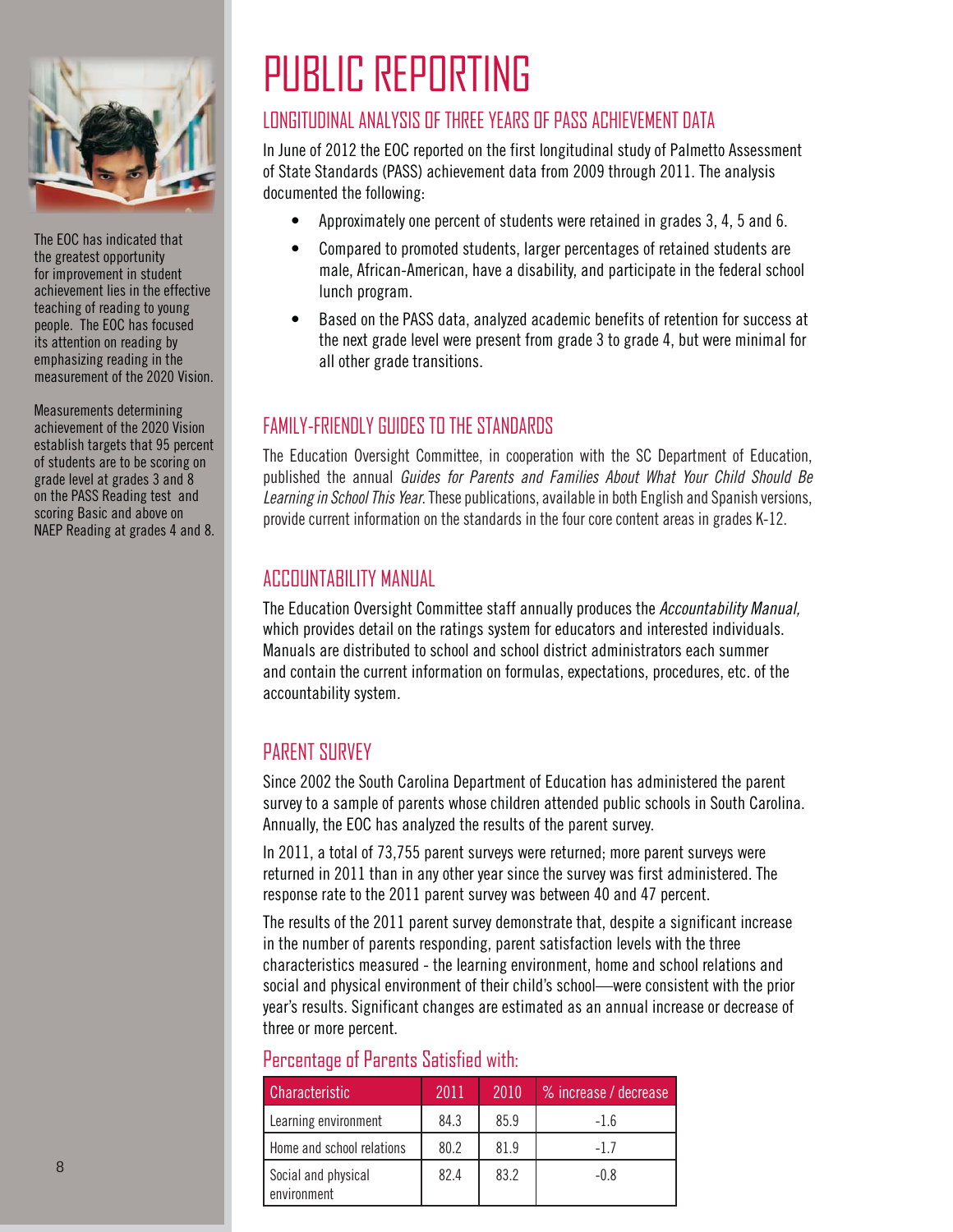# PUBLIC REPORTING

## LONGITUDINAL ANALYSIS OF THREE YEARS OF PASS ACHIEVEMENT DATA

In June of 2012 the EOC reported on the first longitudinal study of Palmetto Assessment of State Standards (PASS) achievement data from 2009 through 2011. The analysis documented the following:

- Approximately one percent of students were retained in grades 3, 4, 5 and 6.
- Compared to promoted students, larger percentages of retained students are male, African-American, have a disability, and participate in the federal school lunch program.
- Based on the PASS data, analyzed academic benefits of retention for success at the next grade level were present from grade 3 to grade 4, but were minimal for all other grade transitions.

## FAMILY-FRIENDLY GUIDES TO THE STANDARDS

The Education Oversight Committee, in cooperation with the SC Department of Education, published the annual *Guides for Parents and Families About What Your Child Should Be Learning in School This Year.* These publications, available in both English and Spanish versions, provide current information on the standards in the four core content areas in grades K-12.

## ACCOUNTABILITY MANUAL

The Education Oversight Committee staff annually produces the *Accountability Manual,* which provides detail on the ratings system for educators and interested individuals. Manuals are distributed to school and school district administrators each summer and contain the current information on formulas, expectations, procedures, etc. of the accountability system.

## PARENT SURVEY

Since 2002 the South Carolina Department of Education has administered the parent survey to a sample of parents whose children attended public schools in South Carolina. Annually, the EOC has analyzed the results of the parent survey.

In 2011, a total of 73,755 parent surveys were returned; more parent surveys were returned in 2011 than in any other year since the survey was first administered. The response rate to the 2011 parent survey was between 40 and 47 percent.

The results of the 2011 parent survey demonstrate that, despite a significant increase in the number of parents responding, parent satisfaction levels with the three characteristics measured - the learning environment, home and school relations and social and physical environment of their child's school—were consistent with the prior year's results. Significant changes are estimated as an annual increase or decrease of three or more percent.

### Percentage of Parents Satisfied with:

| Characteristic | 2011 | 2010 | % increase / decrease |
|---|---|---|---|
| Learning environment | 84.3 | 85.9 | -1.6 |
| Home and school relations | 80.2 | 81.9 | -1.7 |
| Social and physical environment | 82.4 | 83.2 | -0.8 |

The EOC has indicated that the greatest opportunity for improvement in student achievement lies in the effective teaching of reading to young people. The EOC has focused its attention on reading by emphasizing reading in the measurement of the 2020 Vision.

Measurements determining achievement of the 2020 Vision establish targets that 95 percent of students are to be scoring on grade level at grades 3 and 8 on the PASS Reading test and scoring Basic and above on NAEP Reading at grades 4 and 8.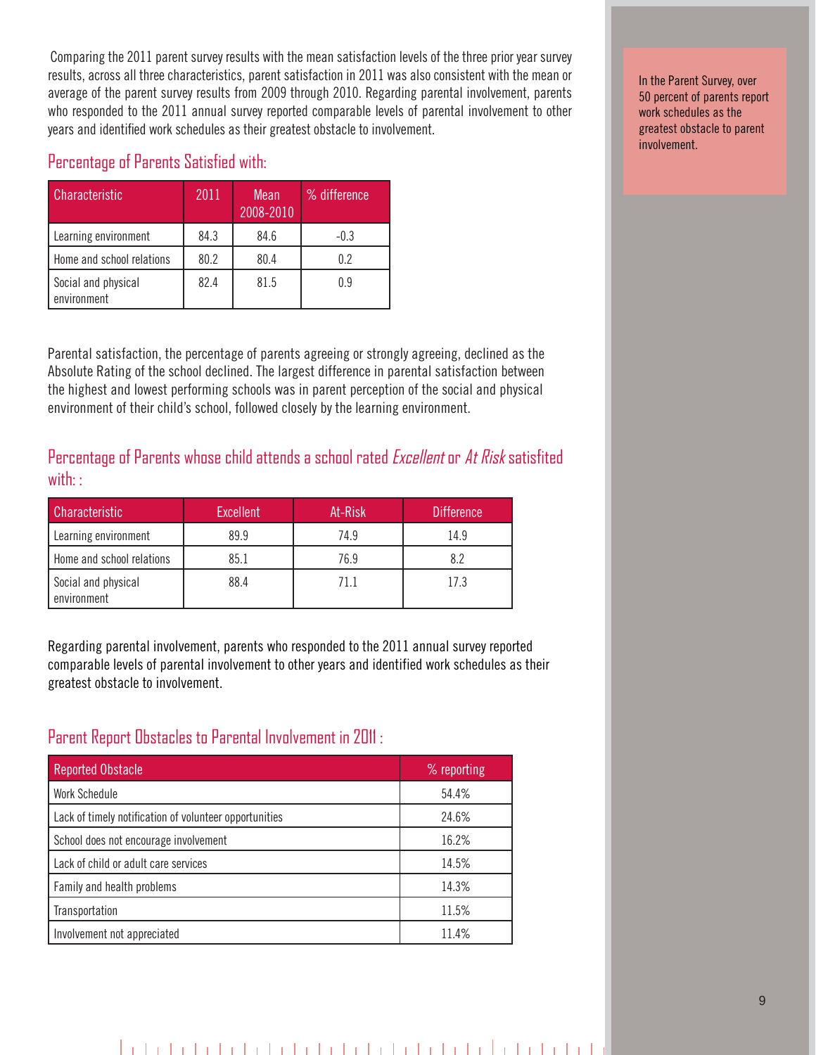Comparing the 2011 parent survey results with the mean satisfaction levels of the three prior year survey results, across all three characteristics, parent satisfaction in 2011 was also consistent with the mean or average of the parent survey results from 2009 through 2010. Regarding parental involvement, parents who responded to the 2011 annual survey reported comparable levels of parental involvement to other years and identified work schedules as their greatest obstacle to involvement.

In the Parent Survey, over 50 percent of parents report work schedules as the greatest obstacle to parent involvement.

## Percentage of Parents Satisfied with:

| Characteristic | 2011 | Mean 2008-2010 | % difference |
|---|---|---|---|
| Learning environment | 84.3 | 84.6 | -0.3 |
| Home and school relations | 80.2 | 80.4 | 0.2 |
| Social and physical environment | 82.4 | 81.5 | 0.9 |

Parental satisfaction, the percentage of parents agreeing or strongly agreeing, declined as the Absolute Rating of the school declined. The largest difference in parental satisfaction between the highest and lowest performing schools was in parent perception of the social and physical environment of their child's school, followed closely by the learning environment.

## Percentage of Parents whose child attends a school rated *Excellent* or *At Risk* satisfited with: :

| Characteristic | Excellent | At-Risk | Difference |
|---|---|---|---|
| Learning environment | 89.9 | 74.9 | 14.9 |
| Home and school relations | 85.1 | 76.9 | 8.2 |
| Social and physical environment | 88.4 | 71.1 | 17.3 |

Regarding parental involvement, parents who responded to the 2011 annual survey reported comparable levels of parental involvement to other years and identified work schedules as their greatest obstacle to involvement.

## Parent Report Obstacles to Parental Involvement in 2011 :

| Reported Obstacle | % reporting |
|---|---|
| Work Schedule | 54.4% |
| Lack of timely notification of volunteer opportunities | 24.6% |
| School does not encourage involvement | 16.2% |
| Lack of child or adult care services | 14.5% |
| Family and health problems | 14.3% |
| Transportation | 11.5% |
| Involvement not appreciated | 11.4% |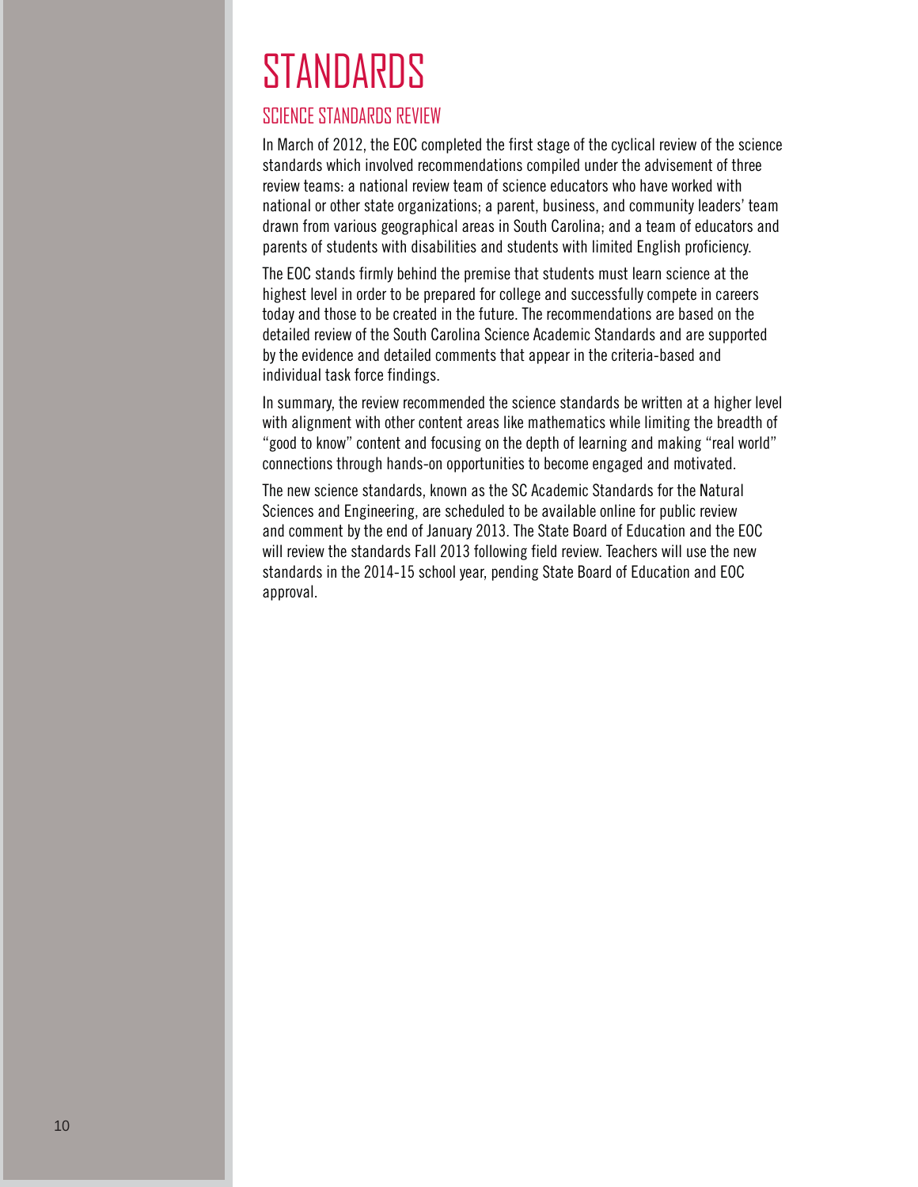# STANDARDS

## SCIENCE STANDARDS REVIEW

In March of 2012, the EOC completed the first stage of the cyclical review of the science standards which involved recommendations compiled under the advisement of three review teams: a national review team of science educators who have worked with national or other state organizations; a parent, business, and community leaders' team drawn from various geographical areas in South Carolina; and a team of educators and parents of students with disabilities and students with limited English proficiency.

The EOC stands firmly behind the premise that students must learn science at the highest level in order to be prepared for college and successfully compete in careers today and those to be created in the future. The recommendations are based on the detailed review of the South Carolina Science Academic Standards and are supported by the evidence and detailed comments that appear in the criteria-based and individual task force findings.

In summary, the review recommended the science standards be written at a higher level with alignment with other content areas like mathematics while limiting the breadth of "good to know" content and focusing on the depth of learning and making "real world" connections through hands-on opportunities to become engaged and motivated.

The new science standards, known as the SC Academic Standards for the Natural Sciences and Engineering, are scheduled to be available online for public review and comment by the end of January 2013. The State Board of Education and the EOC will review the standards Fall 2013 following field review. Teachers will use the new standards in the 2014-15 school year, pending State Board of Education and EOC approval.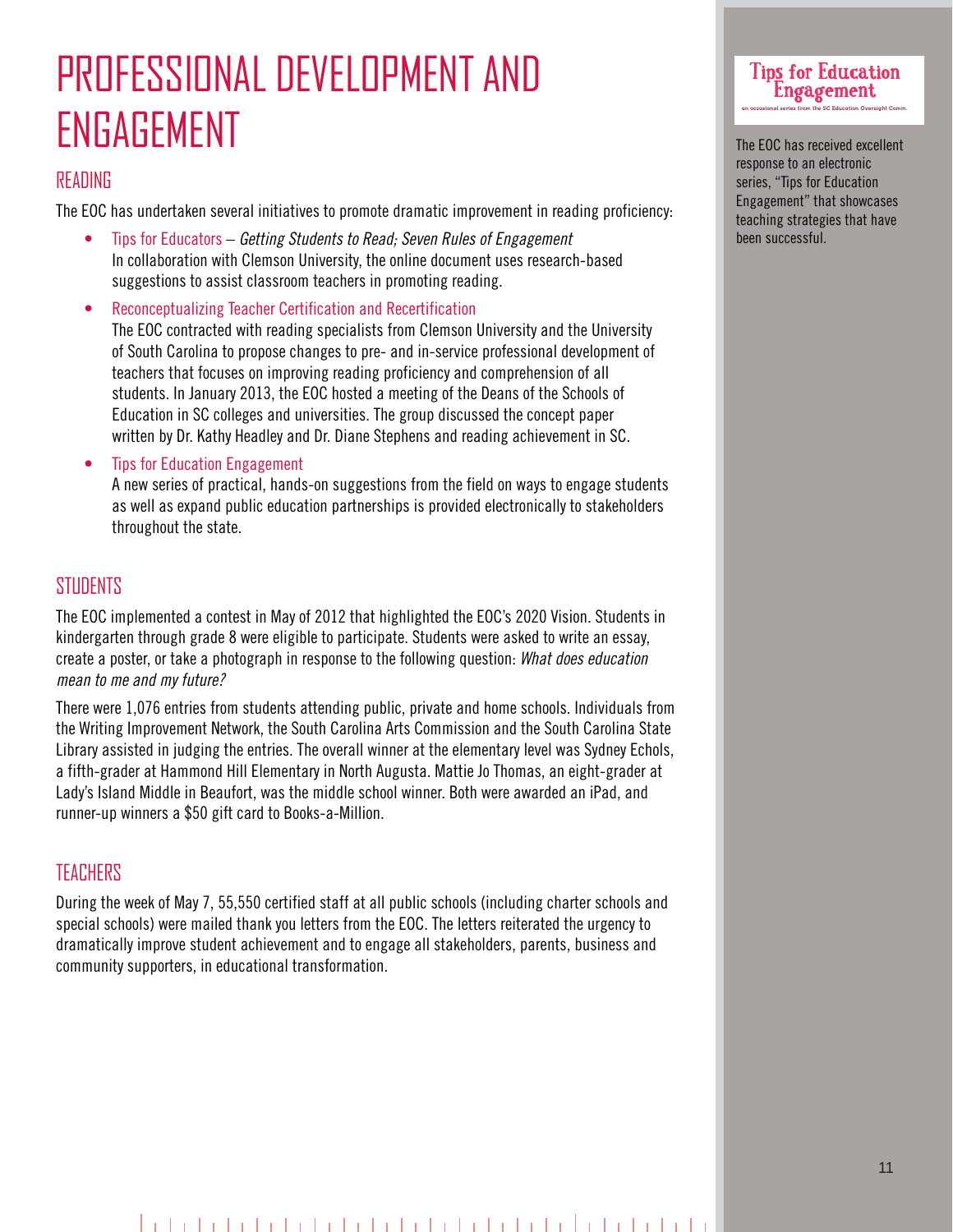# PROFESSIONAL DEVELOPMENT AND ENGAGEMENT

## READING

The EOC has undertaken several initiatives to promote dramatic improvement in reading proficiency:

- Tips for Educators – *Getting Students to Read; Seven Rules of Engagement*
  In collaboration with Clemson University, the online document uses research-based suggestions to assist classroom teachers in promoting reading.
- Reconceptualizing Teacher Certification and Recertification
  The EOC contracted with reading specialists from Clemson University and the University of South Carolina to propose changes to pre- and in-service professional development of teachers that focuses on improving reading proficiency and comprehension of all students. In January 2013, the EOC hosted a meeting of the Deans of the Schools of Education in SC colleges and universities. The group discussed the concept paper written by Dr. Kathy Headley and Dr. Diane Stephens and reading achievement in SC.
- Tips for Education Engagement
  A new series of practical, hands-on suggestions from the field on ways to engage students as well as expand public education partnerships is provided electronically to stakeholders throughout the state.

## STUDENTS

The EOC implemented a contest in May of 2012 that highlighted the EOC's 2020 Vision. Students in kindergarten through grade 8 were eligible to participate. Students were asked to write an essay, create a poster, or take a photograph in response to the following question: *What does education mean to me and my future?*

There were 1,076 entries from students attending public, private and home schools. Individuals from the Writing Improvement Network, the South Carolina Arts Commission and the South Carolina State Library assisted in judging the entries. The overall winner at the elementary level was Sydney Echols, a fifth-grader at Hammond Hill Elementary in North Augusta. Mattie Jo Thomas, an eight-grader at Lady's Island Middle in Beaufort, was the middle school winner. Both were awarded an iPad, and runner-up winners a $50 gift card to Books-a-Million.

## TEACHERS

During the week of May 7, 55,550 certified staff at all public schools (including charter schools and special schools) were mailed thank you letters from the EOC. The letters reiterated the urgency to dramatically improve student achievement and to engage all stakeholders, parents, business and community supporters, in educational transformation.

**Tips for Education Engagement**

an occasional series from the SC Education Oversight Comm.

The EOC has received excellent response to an electronic series, "Tips for Education Engagement" that showcases teaching strategies that have been successful.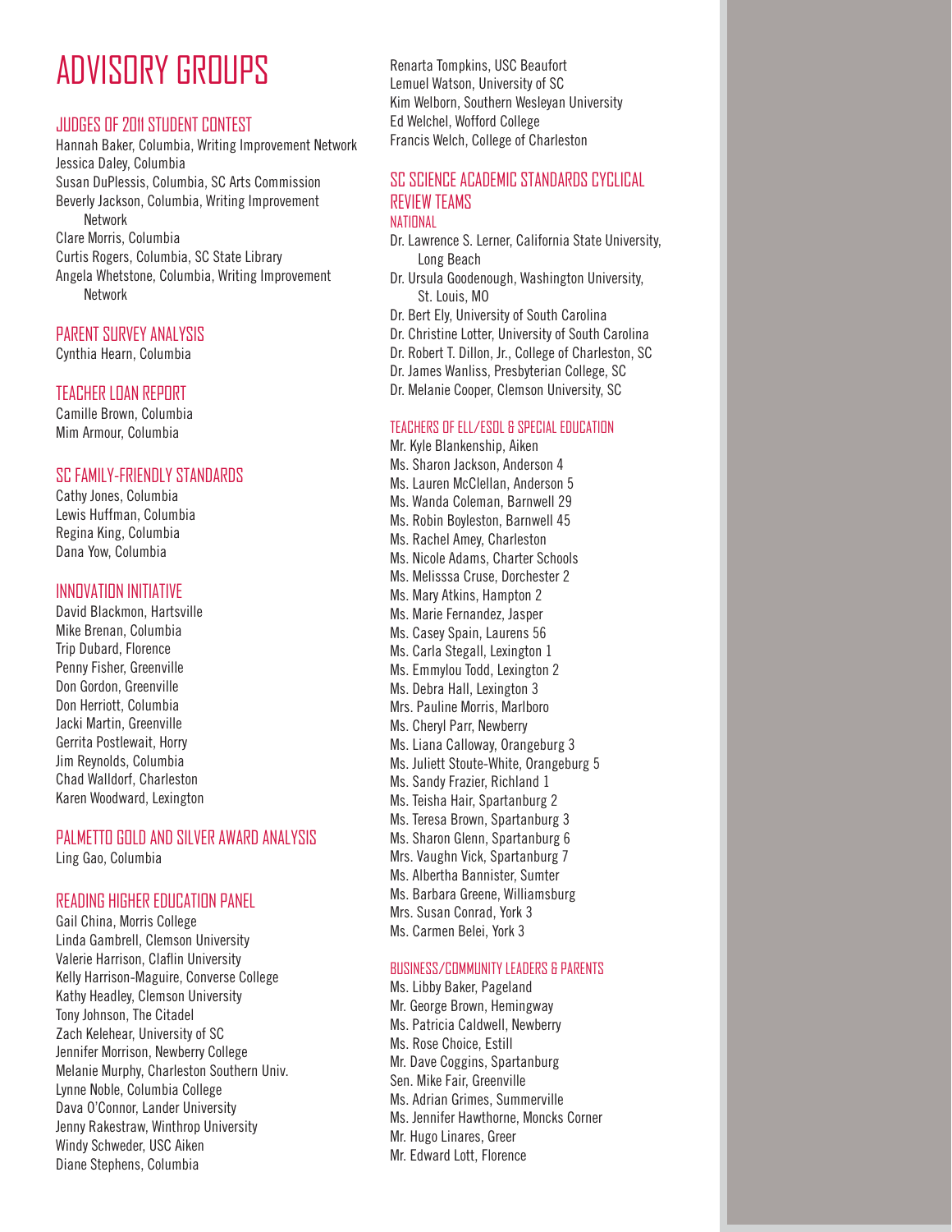# ADVISORY GROUPS

## JUDGES OF 2011 STUDENT CONTEST

Hannah Baker, Columbia, Writing Improvement Network
Jessica Daley, Columbia
Susan DuPlessis, Columbia, SC Arts Commission
Beverly Jackson, Columbia, Writing Improvement Network
Clare Morris, Columbia
Curtis Rogers, Columbia, SC State Library
Angela Whetstone, Columbia, Writing Improvement Network

## PARENT SURVEY ANALYSIS

Cynthia Hearn, Columbia

## TEACHER LOAN REPORT

Camille Brown, Columbia
Mim Armour, Columbia

## SC FAMILY-FRIENDLY STANDARDS

Cathy Jones, Columbia
Lewis Huffman, Columbia
Regina King, Columbia
Dana Yow, Columbia

## INNOVATION INITIATIVE

David Blackmon, Hartsville
Mike Brenan, Columbia
Trip Dubard, Florence
Penny Fisher, Greenville
Don Gordon, Greenville
Don Herriott, Columbia
Jacki Martin, Greenville
Gerrita Postlewait, Horry
Jim Reynolds, Columbia
Chad Walldorf, Charleston
Karen Woodward, Lexington

## PALMETTO GOLD AND SILVER AWARD ANALYSIS

Ling Gao, Columbia

## READING HIGHER EDUCATION PANEL

Gail China, Morris College
Linda Gambrell, Clemson University
Valerie Harrison, Claflin University
Kelly Harrison-Maguire, Converse College
Kathy Headley, Clemson University
Tony Johnson, The Citadel
Zach Kelehear, University of SC
Jennifer Morrison, Newberry College
Melanie Murphy, Charleston Southern Univ.
Lynne Noble, Columbia College
Dava O'Connor, Lander University
Jenny Rakestraw, Winthrop University
Windy Schweder, USC Aiken
Diane Stephens, Columbia
Renarta Tompkins, USC Beaufort
Lemuel Watson, University of SC
Kim Welborn, Southern Wesleyan University
Ed Welchel, Wofford College
Francis Welch, College of Charleston

## SC SCIENCE ACADEMIC STANDARDS CYCLICAL REVIEW TEAMS

### NATIONAL

Dr. Lawrence S. Lerner, California State University, Long Beach
Dr. Ursula Goodenough, Washington University, St. Louis, MO
Dr. Bert Ely, University of South Carolina
Dr. Christine Lotter, University of South Carolina
Dr. Robert T. Dillon, Jr., College of Charleston, SC
Dr. James Wanliss, Presbyterian College, SC
Dr. Melanie Cooper, Clemson University, SC

### TEACHERS OF ELL/ESOL & SPECIAL EDUCATION

Mr. Kyle Blankenship, Aiken
Ms. Sharon Jackson, Anderson 4
Ms. Lauren McClellan, Anderson 5
Ms. Wanda Coleman, Barnwell 29
Ms. Robin Boyleston, Barnwell 45
Ms. Rachel Amey, Charleston
Ms. Nicole Adams, Charter Schools
Ms. Melisssa Cruse, Dorchester 2
Ms. Mary Atkins, Hampton 2
Ms. Marie Fernandez, Jasper
Ms. Casey Spain, Laurens 56
Ms. Carla Stegall, Lexington 1
Ms. Emmylou Todd, Lexington 2
Ms. Debra Hall, Lexington 3
Mrs. Pauline Morris, Marlboro
Ms. Cheryl Parr, Newberry
Ms. Liana Calloway, Orangeburg 3
Ms. Juliett Stoute-White, Orangeburg 5
Ms. Sandy Frazier, Richland 1
Ms. Teisha Hair, Spartanburg 2
Ms. Teresa Brown, Spartanburg 3
Ms. Sharon Glenn, Spartanburg 6
Mrs. Vaughn Vick, Spartanburg 7
Ms. Albertha Bannister, Sumter
Ms. Barbara Greene, Williamsburg
Mrs. Susan Conrad, York 3
Ms. Carmen Belei, York 3

### BUSINESS/COMMUNITY LEADERS & PARENTS

Ms. Libby Baker, Pageland
Mr. George Brown, Hemingway
Ms. Patricia Caldwell, Newberry
Ms. Rose Choice, Estill
Mr. Dave Coggins, Spartanburg
Sen. Mike Fair, Greenville
Ms. Adrian Grimes, Summerville
Ms. Jennifer Hawthorne, Moncks Corner
Mr. Hugo Linares, Greer
Mr. Edward Lott, Florence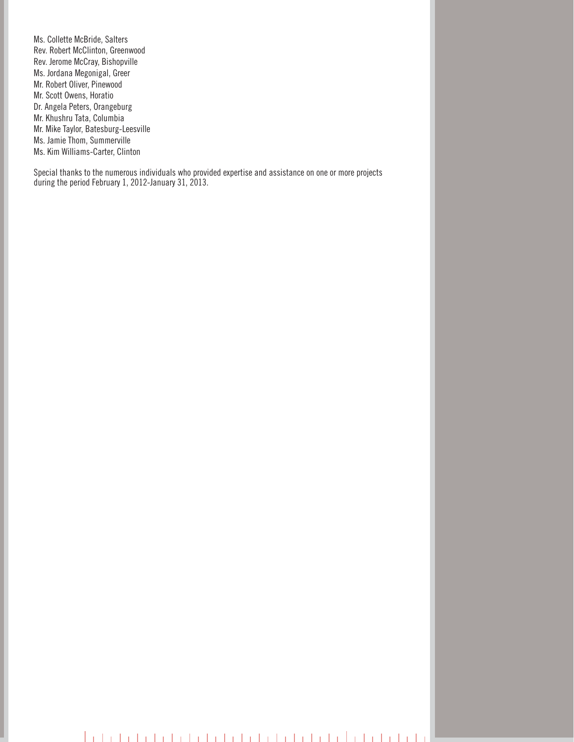Ms. Collette McBride, Salters
Rev. Robert McClinton, Greenwood
Rev. Jerome McCray, Bishopville
Ms. Jordana Megonigal, Greer
Mr. Robert Oliver, Pinewood
Mr. Scott Owens, Horatio
Dr. Angela Peters, Orangeburg
Mr. Khushru Tata, Columbia
Mr. Mike Taylor, Batesburg-Leesville
Ms. Jamie Thom, Summerville
Ms. Kim Williams-Carter, Clinton

Special thanks to the numerous individuals who provided expertise and assistance on one or more projects during the period February 1, 2012-January 31, 2013.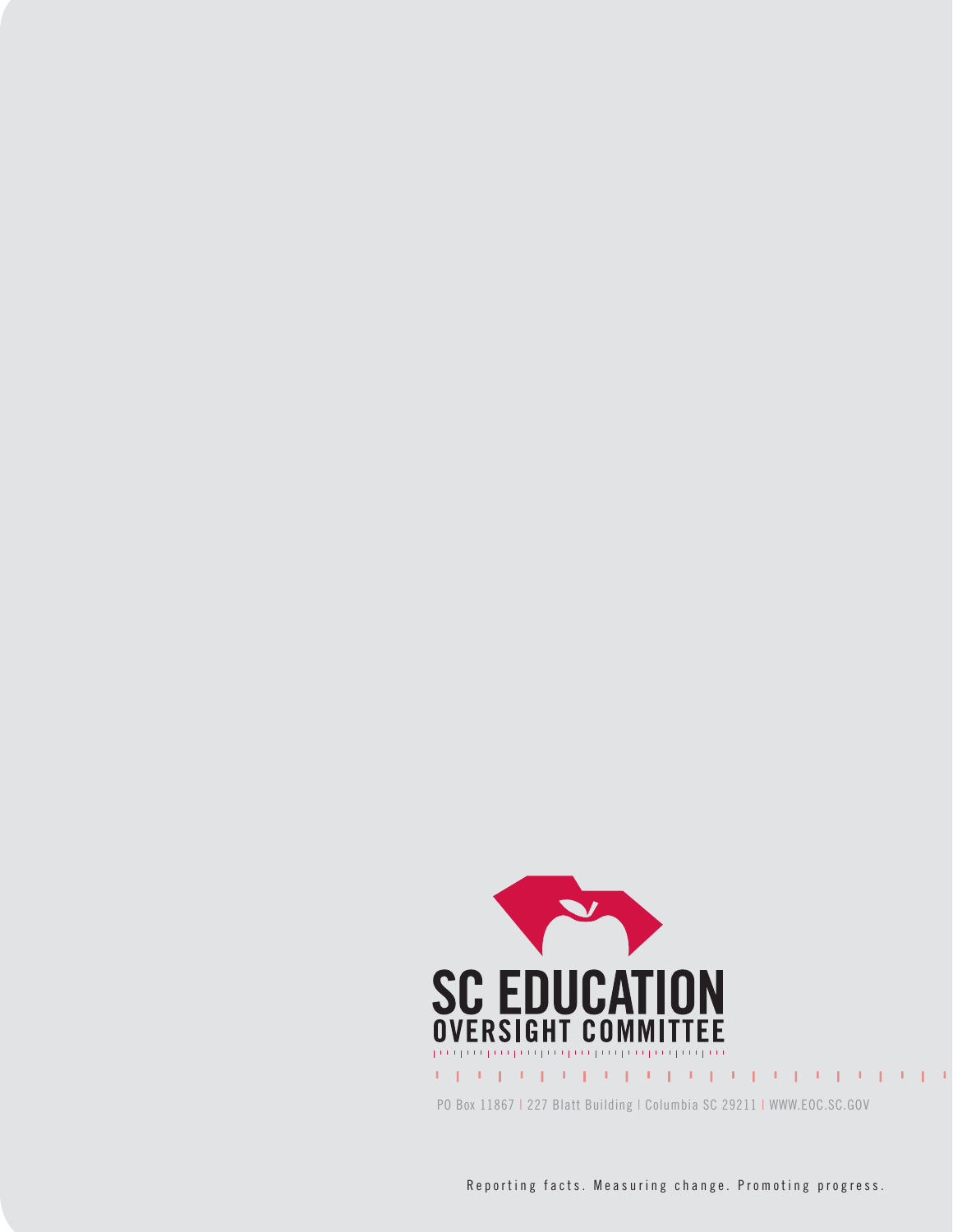SC EDUCATION
OVERSIGHT COMMITTEE

PO Box 11867 | 227 Blatt Building | Columbia SC 29211 | WWW.EOC.SC.GOV

Reporting facts. Measuring change. Promoting progress.